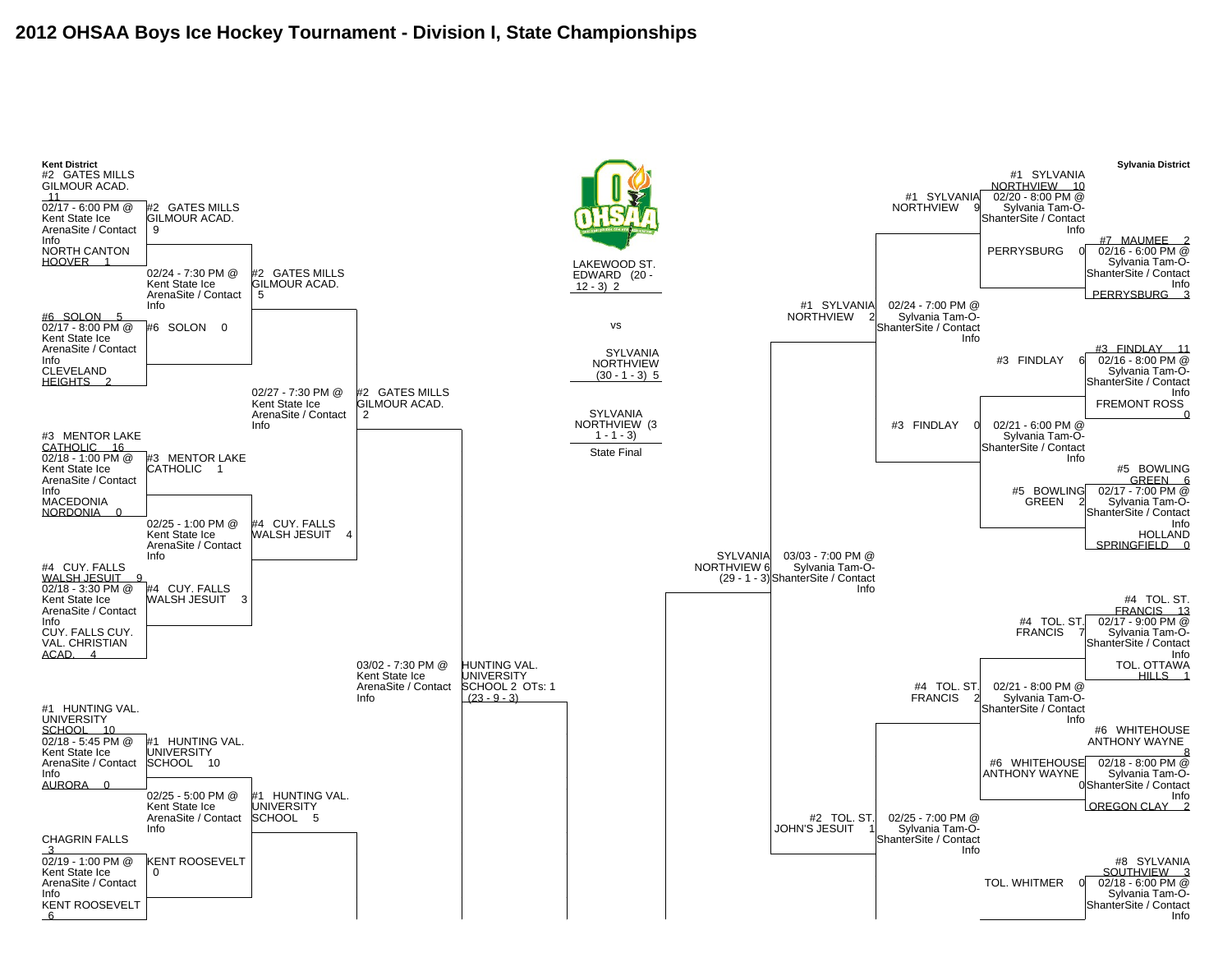# 2012 OHSAA Boys Ice Hockey Tournament - Division I, State Championships

## Kent District

**Round 1**

- #2 GATES MILLS GILMOUR ACAD. 11 vs NORTH CANTON HOOVER 1 — 02/17 - 6:00 PM @ Kent State Ice ArenaSite / Contact Info
- #6 SOLON 5 vs CLEVELAND HEIGHTS 2 — 02/17 - 8:00 PM @ Kent State Ice ArenaSite / Contact Info
- #3 MENTOR LAKE CATHOLIC 16 vs MACEDONIA NORDONIA 0 — 02/18 - 1:00 PM @ Kent State Ice ArenaSite / Contact Info
- #4 CUY. FALLS WALSH JESUIT 9 vs CUY. FALLS CUY. VAL. CHRISTIAN ACAD. 4 — 02/18 - 3:30 PM @ Kent State Ice ArenaSite / Contact Info
- #1 HUNTING VAL. UNIVERSITY SCHOOL 10 vs AURORA 0 — 02/18 - 5:45 PM @ Kent State Ice ArenaSite / Contact Info
- CHAGRIN FALLS 3 vs KENT ROOSEVELT 6 — 02/19 - 1:00 PM @ Kent State Ice ArenaSite / Contact Info

**Round 2**

- #2 GATES MILLS GILMOUR ACAD. 9 vs #6 SOLON 0 — 02/24 - 7:30 PM @ Kent State Ice ArenaSite / Contact Info
- #3 MENTOR LAKE CATHOLIC 1 vs #4 CUY. FALLS WALSH JESUIT 3 — 02/25 - 1:00 PM @ Kent State Ice ArenaSite / Contact Info
- #1 HUNTING VAL. UNIVERSITY SCHOOL 10 vs KENT ROOSEVELT 0 — 02/25 - 5:00 PM @ Kent State Ice ArenaSite / Contact Info

**Round 3**

- #2 GATES MILLS GILMOUR ACAD. 5 vs #4 CUY. FALLS WALSH JESUIT 4 — 02/27 - 7:30 PM @ Kent State Ice ArenaSite / Contact Info
- #1 HUNTING VAL. UNIVERSITY SCHOOL 5

**District Final**

- #2 GATES MILLS GILMOUR ACAD. 2 vs HUNTING VAL. UNIVERSITY SCHOOL 2 OTs: 1 (23 - 9 - 3) — 03/02 - 7:30 PM @ Kent State Ice ArenaSite / Contact Info

## Sylvania District

**Round 1**

- #1 SYLVANIA NORTHVIEW 10 (bye) — 02/20 - 8:00 PM @ Sylvania Tam-O-ShanterSite / Contact Info
- #7 MAUMEE 2 vs PERRYSBURG 3 — 02/16 - 6:00 PM @ Sylvania Tam-O-ShanterSite / Contact Info
- #3 FINDLAY 11 vs FREMONT ROSS 0 — 02/16 - 8:00 PM @ Sylvania Tam-O-ShanterSite / Contact Info
- #5 BOWLING GREEN 6 vs HOLLAND SPRINGFIELD 0 — 02/17 - 7:00 PM @ Sylvania Tam-O-ShanterSite / Contact Info
- #4 TOL. ST. FRANCIS 13 vs TOL. OTTAWA HILLS 1 — 02/17 - 9:00 PM @ Sylvania Tam-O-ShanterSite / Contact Info
- #6 WHITEHOUSE ANTHONY WAYNE 8 vs OREGON CLAY 2 — 02/18 - 8:00 PM @ Sylvania Tam-O-ShanterSite / Contact Info
- #8 SYLVANIA SOUTHVIEW 3 vs TOL. WHITMER 0 — 02/18 - 6:00 PM @ Sylvania Tam-O-ShanterSite / Contact Info

**Round 2**

- #1 SYLVANIA NORTHVIEW 9 vs PERRYSBURG 0 — 02/20 - 8:00 PM @ Sylvania Tam-O-ShanterSite / Contact Info
- #3 FINDLAY 6 vs #5 BOWLING GREEN 2 — 02/21 - 6:00 PM @ Sylvania Tam-O-ShanterSite / Contact Info
- #4 TOL. ST. FRANCIS 7 vs #6 WHITEHOUSE ANTHONY WAYNE 0 — 02/21 - 8:00 PM @ Sylvania Tam-O-ShanterSite / Contact Info
- TOL. WHITMER 0

**Round 3**

- #1 SYLVANIA NORTHVIEW 9 vs #3 FINDLAY 0 — 02/24 - 7:00 PM @ Sylvania Tam-O-ShanterSite / Contact Info
- #4 TOL. ST. FRANCIS 2 vs #2 TOL. ST. JOHN'S JESUIT 1 — 02/25 - 7:00 PM @ Sylvania Tam-O-ShanterSite / Contact Info

**Semifinal**

- #1 SYLVANIA NORTHVIEW 2 vs #2 TOL. ST. JOHN'S JESUIT 1

**District Final**

- SYLVANIA NORTHVIEW 6 (29 - 1 - 3) — 03/03 - 7:00 PM @ Sylvania Tam-O-ShanterSite / Contact Info

## State Final

LAKEWOOD ST. EDWARD (20 - 12 - 3) 2

vs

SYLVANIA NORTHVIEW (30 - 1 - 3) 5

SYLVANIA NORTHVIEW (31 - 1 - 3)

State Final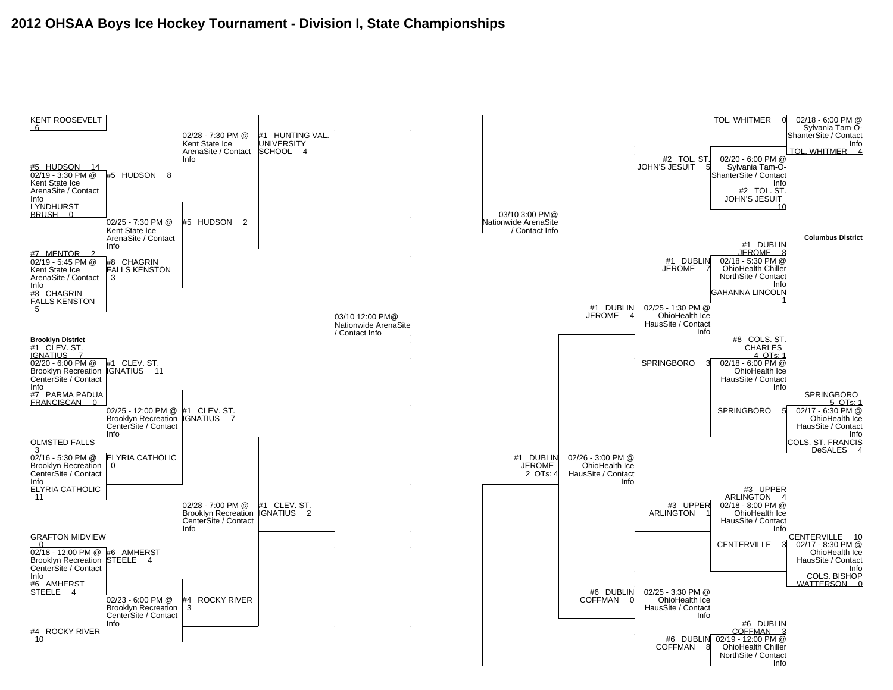# 2012 OHSAA Boys Ice Hockey Tournament - Division I, State Championships

## Left Bracket

KENT ROOSEVELT 6
#5 HUDSON 14
02/19 - 3:30 PM @ Kent State Ice ArenaSite / Contact Info
LYNDHURST BRUSH 0

#5 HUDSON 8

#7 MENTOR 2
02/19 - 5:45 PM @ Kent State Ice ArenaSite / Contact Info
#8 CHAGRIN FALLS KENSTON 5

#8 CHAGRIN FALLS KENSTON 3

02/25 - 7:30 PM @ Kent State Ice ArenaSite / Contact Info
#5 HUDSON 2

02/28 - 7:30 PM @ Kent State Ice ArenaSite / Contact Info
#1 HUNTING VAL. UNIVERSITY SCHOOL 4

**Brooklyn District**

#1 CLEV. ST. IGNATIUS 7
02/20 - 6:00 PM @ Brooklyn Recreation CenterSite / Contact Info
#7 PARMA PADUA FRANCISCAN 0

#1 CLEV. ST. IGNATIUS 11

OLMSTED FALLS 3
02/16 - 5:30 PM @ Brooklyn Recreation CenterSite / Contact Info
ELYRIA CATHOLIC 11

ELYRIA CATHOLIC 0

02/25 - 12:00 PM @ Brooklyn Recreation CenterSite / Contact Info
#1 CLEV. ST. IGNATIUS 7

GRAFTON MIDVIEW 0
02/18 - 12:00 PM @ Brooklyn Recreation CenterSite / Contact Info
#6 AMHERST STEELE 4

#6 AMHERST STEELE 4

#4 ROCKY RIVER 10

02/23 - 6:00 PM @ Brooklyn Recreation CenterSite / Contact Info
#4 ROCKY RIVER 3

02/28 - 7:00 PM @ Brooklyn Recreation CenterSite / Contact Info
#1 CLEV. ST. IGNATIUS 2

03/10 12:00 PM@ Nationwide ArenaSite / Contact Info

03/10 3:00 PM@ Nationwide ArenaSite / Contact Info

## Right Bracket

TOL. WHITMER 0
02/18 - 6:00 PM @ Sylvania Tam-O-ShanterSite / Contact Info
TOL. WHITMER 4

02/20 - 6:00 PM @ Sylvania Tam-O-ShanterSite / Contact Info
#2 TOL. ST. JOHN'S JESUIT 10

#2 TOL. ST. JOHN'S JESUIT 5

**Columbus District**

#1 DUBLIN JEROME 8
02/18 - 5:30 PM @ OhioHealth Chiller NorthSite / Contact Info
GAHANNA LINCOLN 1

#1 DUBLIN JEROME 7

#8 COLS. ST. CHARLES 4 OTs: 1
02/18 - 6:00 PM @ OhioHealth Ice HausSite / Contact Info
SPRINGBORO 5

SPRINGBORO 5 OTs: 1
02/17 - 6:30 PM @ OhioHealth Ice HausSite / Contact Info
COLS. ST. FRANCIS DeSALES 4

SPRINGBORO 3

02/25 - 1:30 PM @ OhioHealth Ice HausSite / Contact Info
#1 DUBLIN JEROME 4

#3 UPPER ARLINGTON 4
02/18 - 8:00 PM @ OhioHealth Ice HausSite / Contact Info
CENTERVILLE 3

CENTERVILLE 10
02/17 - 8:30 PM @ OhioHealth Ice HausSite / Contact Info
COLS. BISHOP WATTERSON 0

#3 UPPER ARLINGTON 1

#6 DUBLIN COFFMAN 3
02/19 - 12:00 PM @ OhioHealth Chiller NorthSite / Contact Info

#6 DUBLIN COFFMAN 8

02/25 - 3:30 PM @ OhioHealth Ice HausSite / Contact Info
#6 DUBLIN COFFMAN 0

02/26 - 3:00 PM @ OhioHealth Ice HausSite / Contact Info
#1 DUBLIN JEROME 2 OTs: 4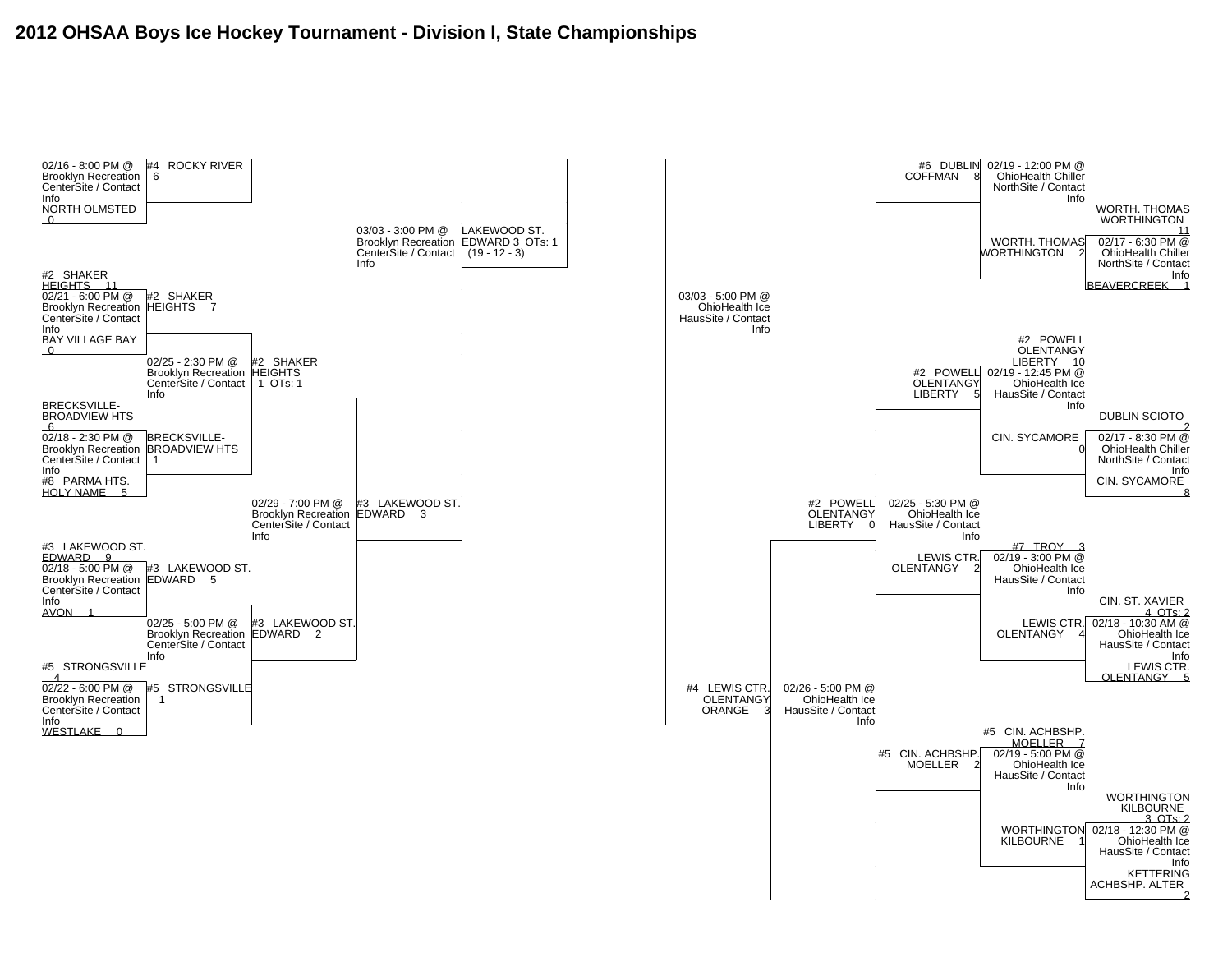# 2012 OHSAA Boys Ice Hockey Tournament - Division I, State Championships

## Left Bracket

**02/16 - 8:00 PM @ Brooklyn Recreation CenterSite / Contact Info**
- #4 ROCKY RIVER 6
- NORTH OLMSTED 0

**02/21 - 6:00 PM @ Brooklyn Recreation CenterSite / Contact Info**
- #2 SHAKER HEIGHTS 11
- BAY VILLAGE BAY 0
- Winner: #2 SHAKER HEIGHTS 7

**02/18 - 2:30 PM @ Brooklyn Recreation CenterSite / Contact Info**
- BRECKSVILLE-BROADVIEW HTS 6
- #8 PARMA HTS. HOLY NAME 5
- Winner: BRECKSVILLE-BROADVIEW HTS 1

**02/25 - 2:30 PM @ Brooklyn Recreation CenterSite / Contact Info**
- #2 SHAKER HEIGHTS 1 OTs: 1

**02/18 - 5:00 PM @ Brooklyn Recreation CenterSite / Contact Info**
- #3 LAKEWOOD ST. EDWARD 9
- AVON 1
- Winner: #3 LAKEWOOD ST. EDWARD 5

**02/22 - 6:00 PM @ Brooklyn Recreation CenterSite / Contact Info**
- #5 STRONGSVILLE 4
- WESTLAKE 0
- Winner: #5 STRONGSVILLE 1

**02/25 - 5:00 PM @ Brooklyn Recreation CenterSite / Contact Info**
- #3 LAKEWOOD ST. EDWARD 2

**02/29 - 7:00 PM @ Brooklyn Recreation CenterSite / Contact Info**
- #3 LAKEWOOD ST. EDWARD 3

**03/03 - 3:00 PM @ Brooklyn Recreation CenterSite / Contact Info**
- LAKEWOOD ST. EDWARD 3 OTs: 1 (19 - 12 - 3)

## Final

**03/03 - 5:00 PM @ OhioHealth Ice HausSite / Contact Info**

## Right Bracket

**02/17 - 6:30 PM @ OhioHealth Chiller NorthSite / Contact Info**
- WORTH. THOMAS WORTHINGTON 11
- BEAVERCREEK 1
- Winner: WORTH. THOMAS WORTHINGTON 2

**02/19 - 12:00 PM @ OhioHealth Chiller NorthSite / Contact Info**
- #6 DUBLIN COFFMAN 8

**02/17 - 8:30 PM @ OhioHealth Chiller NorthSite / Contact Info**
- DUBLIN SCIOTO 2
- CIN. SYCAMORE 8
- Winner: CIN. SYCAMORE 0

**02/19 - 12:45 PM @ OhioHealth Ice HausSite / Contact Info**
- #2 POWELL OLENTANGY LIBERTY 10
- Winner: #2 POWELL OLENTANGY LIBERTY 5

**02/18 - 10:30 AM @ OhioHealth Ice HausSite / Contact Info**
- CIN. ST. XAVIER 4 OTs: 2
- LEWIS CTR. OLENTANGY 5
- Winner: LEWIS CTR. OLENTANGY 4

**02/19 - 3:00 PM @ OhioHealth Ice HausSite / Contact Info**
- #7 TROY 3
- Winner: LEWIS CTR. OLENTANGY 2

**02/25 - 5:30 PM @ OhioHealth Ice HausSite / Contact Info**
- #2 POWELL OLENTANGY LIBERTY 0

**02/18 - 12:30 PM @ OhioHealth Ice HausSite / Contact Info**
- WORTHINGTON KILBOURNE 3 OTs: 2
- KETTERING ACHBSHP. ALTER 2
- Winner: WORTHINGTON KILBOURNE 1

**02/19 - 5:00 PM @ OhioHealth Ice HausSite / Contact Info**
- #5 CIN. ACHBSHP. MOELLER 7
- Winner: #5 CIN. ACHBSHP. MOELLER 2

**02/26 - 5:00 PM @ OhioHealth Ice HausSite / Contact Info**
- #4 LEWIS CTR. OLENTANGY ORANGE 3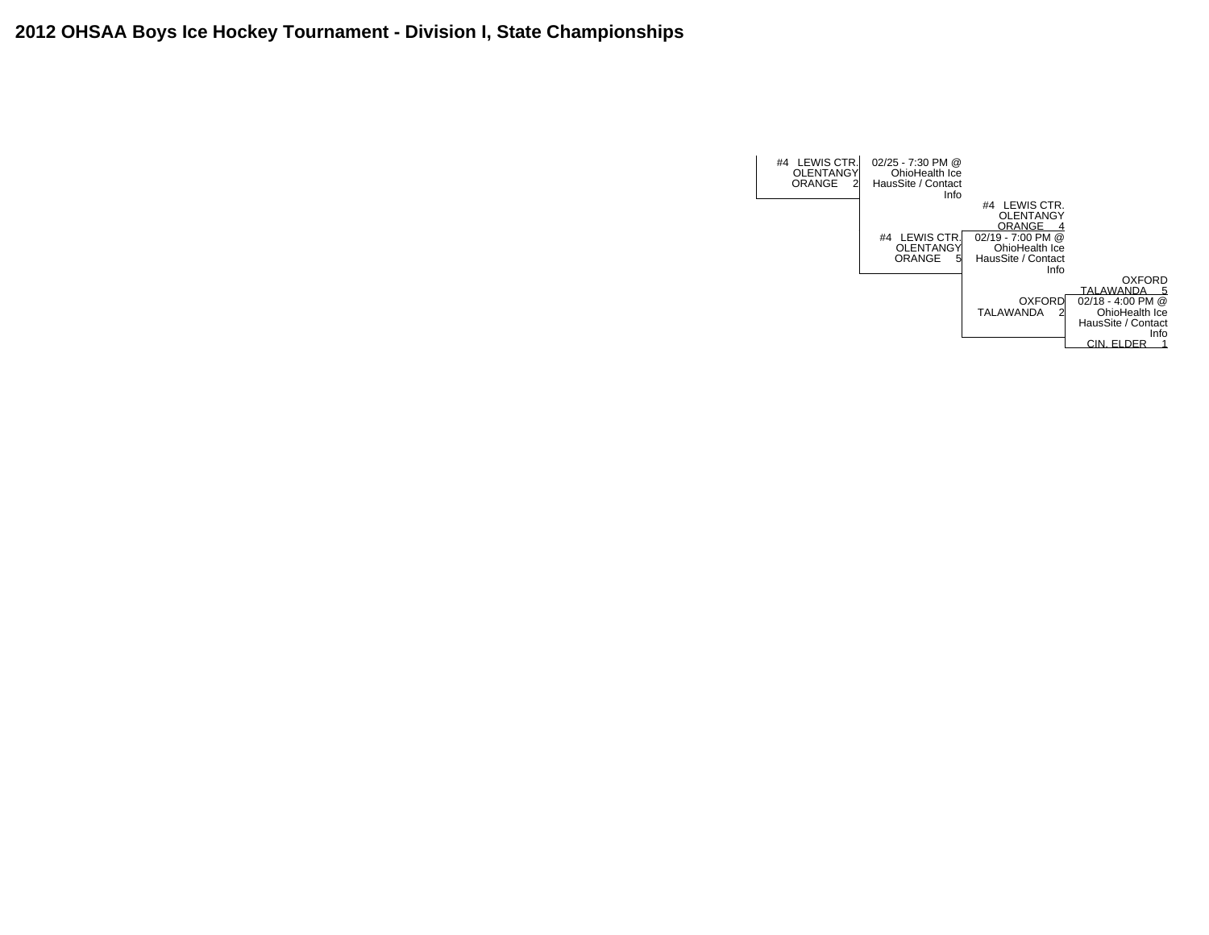# 2012 OHSAA Boys Ice Hockey Tournament - Division I, State Championships

#4 LEWIS CTR. OLENTANGY ORANGE 2

02/25 - 7:30 PM @ OhioHealth Ice HausSite / Contact Info

#4 LEWIS CTR. OLENTANGY ORANGE 5

#4 LEWIS CTR. OLENTANGY ORANGE 4

02/19 - 7:00 PM @ OhioHealth Ice HausSite / Contact Info

OXFORD TALAWANDA 2

OXFORD TALAWANDA 5

02/18 - 4:00 PM @ OhioHealth Ice HausSite / Contact Info

CIN. ELDER 1